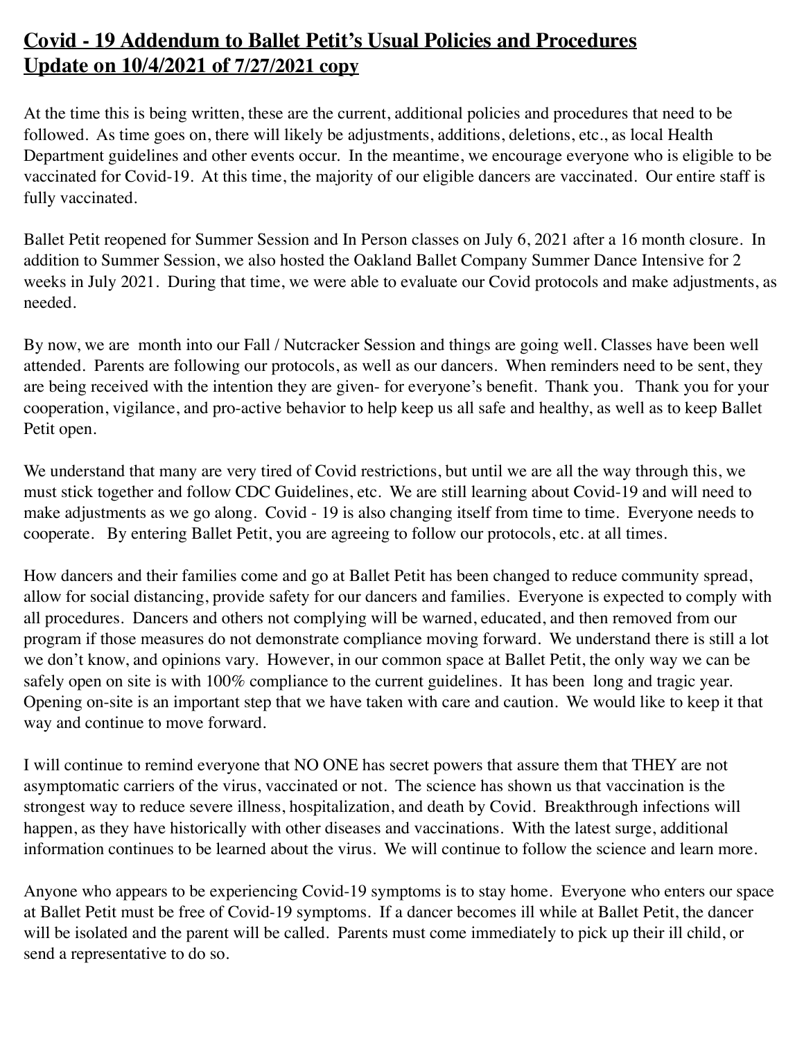# **Covid - 19 Addendum to Ballet Petit's Usual Policies and Procedures Update on 10/4/2021 of 7/27/2021 copy**

At the time this is being written, these are the current, additional policies and procedures that need to be followed. As time goes on, there will likely be adjustments, additions, deletions, etc., as local Health Department guidelines and other events occur. In the meantime, we encourage everyone who is eligible to be vaccinated for Covid-19. At this time, the majority of our eligible dancers are vaccinated. Our entire staff is fully vaccinated.

Ballet Petit reopened for Summer Session and In Person classes on July 6, 2021 after a 16 month closure. In addition to Summer Session, we also hosted the Oakland Ballet Company Summer Dance Intensive for 2 weeks in July 2021. During that time, we were able to evaluate our Covid protocols and make adjustments, as needed.

By now, we are month into our Fall / Nutcracker Session and things are going well. Classes have been well attended. Parents are following our protocols, as well as our dancers. When reminders need to be sent, they are being received with the intention they are given- for everyone's benefit. Thank you. Thank you for your cooperation, vigilance, and pro-active behavior to help keep us all safe and healthy, as well as to keep Ballet Petit open.

We understand that many are very tired of Covid restrictions, but until we are all the way through this, we must stick together and follow CDC Guidelines, etc. We are still learning about Covid-19 and will need to make adjustments as we go along. Covid - 19 is also changing itself from time to time. Everyone needs to cooperate. By entering Ballet Petit, you are agreeing to follow our protocols, etc. at all times.

How dancers and their families come and go at Ballet Petit has been changed to reduce community spread, allow for social distancing, provide safety for our dancers and families. Everyone is expected to comply with all procedures. Dancers and others not complying will be warned, educated, and then removed from our program if those measures do not demonstrate compliance moving forward. We understand there is still a lot we don't know, and opinions vary. However, in our common space at Ballet Petit, the only way we can be safely open on site is with 100% compliance to the current guidelines. It has been long and tragic year. Opening on-site is an important step that we have taken with care and caution. We would like to keep it that way and continue to move forward.

I will continue to remind everyone that NO ONE has secret powers that assure them that THEY are not asymptomatic carriers of the virus, vaccinated or not. The science has shown us that vaccination is the strongest way to reduce severe illness, hospitalization, and death by Covid. Breakthrough infections will happen, as they have historically with other diseases and vaccinations. With the latest surge, additional information continues to be learned about the virus. We will continue to follow the science and learn more.

Anyone who appears to be experiencing Covid-19 symptoms is to stay home. Everyone who enters our space at Ballet Petit must be free of Covid-19 symptoms. If a dancer becomes ill while at Ballet Petit, the dancer will be isolated and the parent will be called. Parents must come immediately to pick up their ill child, or send a representative to do so.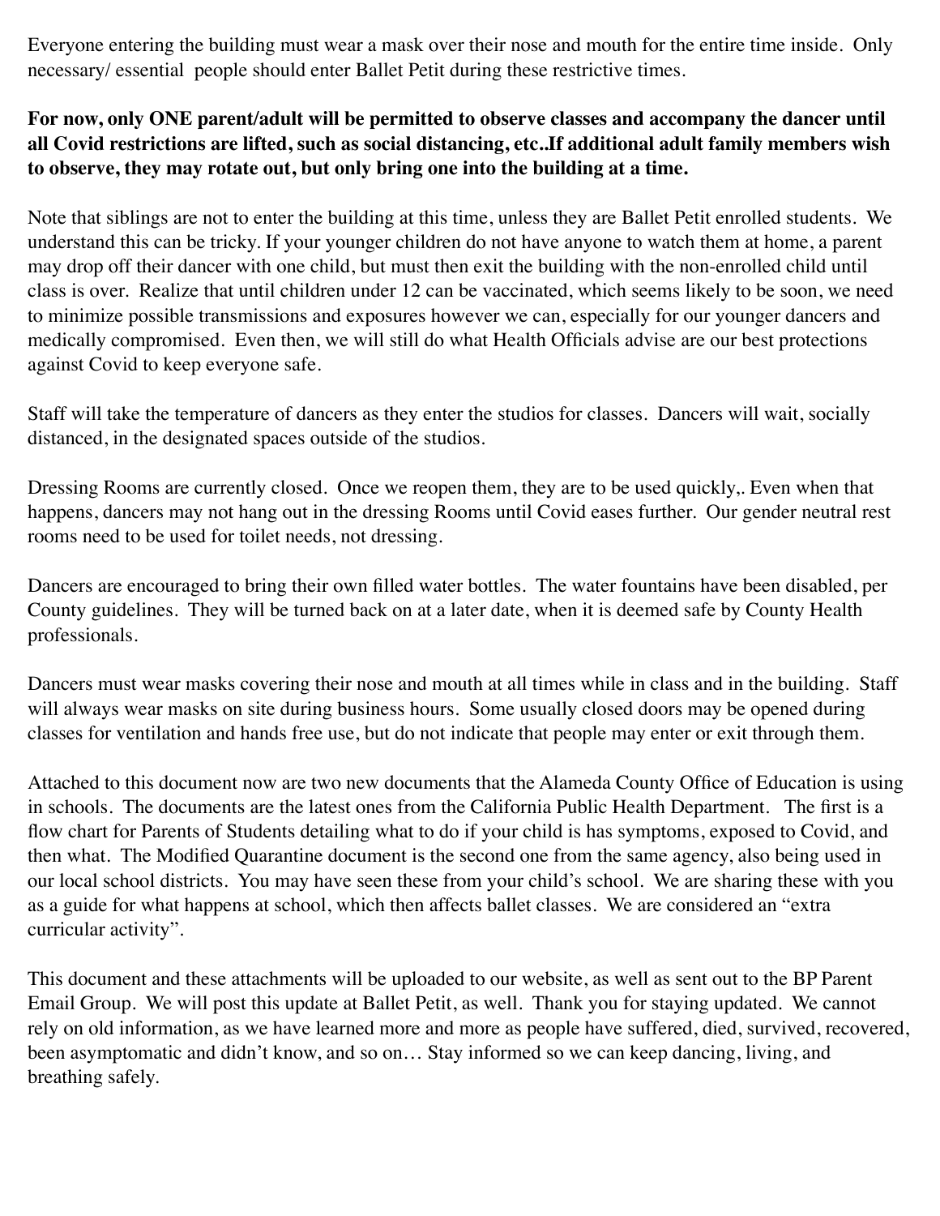Everyone entering the building must wear a mask over their nose and mouth for the entire time inside. Only necessary/ essential people should enter Ballet Petit during these restrictive times.

**For now, only ONE parent/adult will be permitted to observe classes and accompany the dancer until all Covid restrictions are lifted, such as social distancing, etc..If additional adult family members wish to observe, they may rotate out, but only bring one into the building at a time.**

Note that siblings are not to enter the building at this time, unless they are Ballet Petit enrolled students. We understand this can be tricky. If your younger children do not have anyone to watch them at home, a parent may drop off their dancer with one child, but must then exit the building with the non-enrolled child until class is over. Realize that until children under 12 can be vaccinated, which seems likely to be soon, we need to minimize possible transmissions and exposures however we can, especially for our younger dancers and medically compromised. Even then, we will still do what Health Officials advise are our best protections against Covid to keep everyone safe.

Staff will take the temperature of dancers as they enter the studios for classes. Dancers will wait, socially distanced, in the designated spaces outside of the studios.

Dressing Rooms are currently closed. Once we reopen them, they are to be used quickly,. Even when that happens, dancers may not hang out in the dressing Rooms until Covid eases further. Our gender neutral rest rooms need to be used for toilet needs, not dressing.

Dancers are encouraged to bring their own filled water bottles. The water fountains have been disabled, per County guidelines. They will be turned back on at a later date, when it is deemed safe by County Health professionals.

Dancers must wear masks covering their nose and mouth at all times while in class and in the building. Staff will always wear masks on site during business hours. Some usually closed doors may be opened during classes for ventilation and hands free use, but do not indicate that people may enter or exit through them.

Attached to this document now are two new documents that the Alameda County Office of Education is using in schools. The documents are the latest ones from the California Public Health Department. The first is a flow chart for Parents of Students detailing what to do if your child is has symptoms, exposed to Covid, and then what. The Modified Quarantine document is the second one from the same agency, also being used in our local school districts. You may have seen these from your child's school. We are sharing these with you as a guide for what happens at school, which then affects ballet classes. We are considered an "extra curricular activity".

This document and these attachments will be uploaded to our website, as well as sent out to the BP Parent Email Group. We will post this update at Ballet Petit, as well. Thank you for staying updated. We cannot rely on old information, as we have learned more and more as people have suffered, died, survived, recovered, been asymptomatic and didn't know, and so on… Stay informed so we can keep dancing, living, and breathing safely.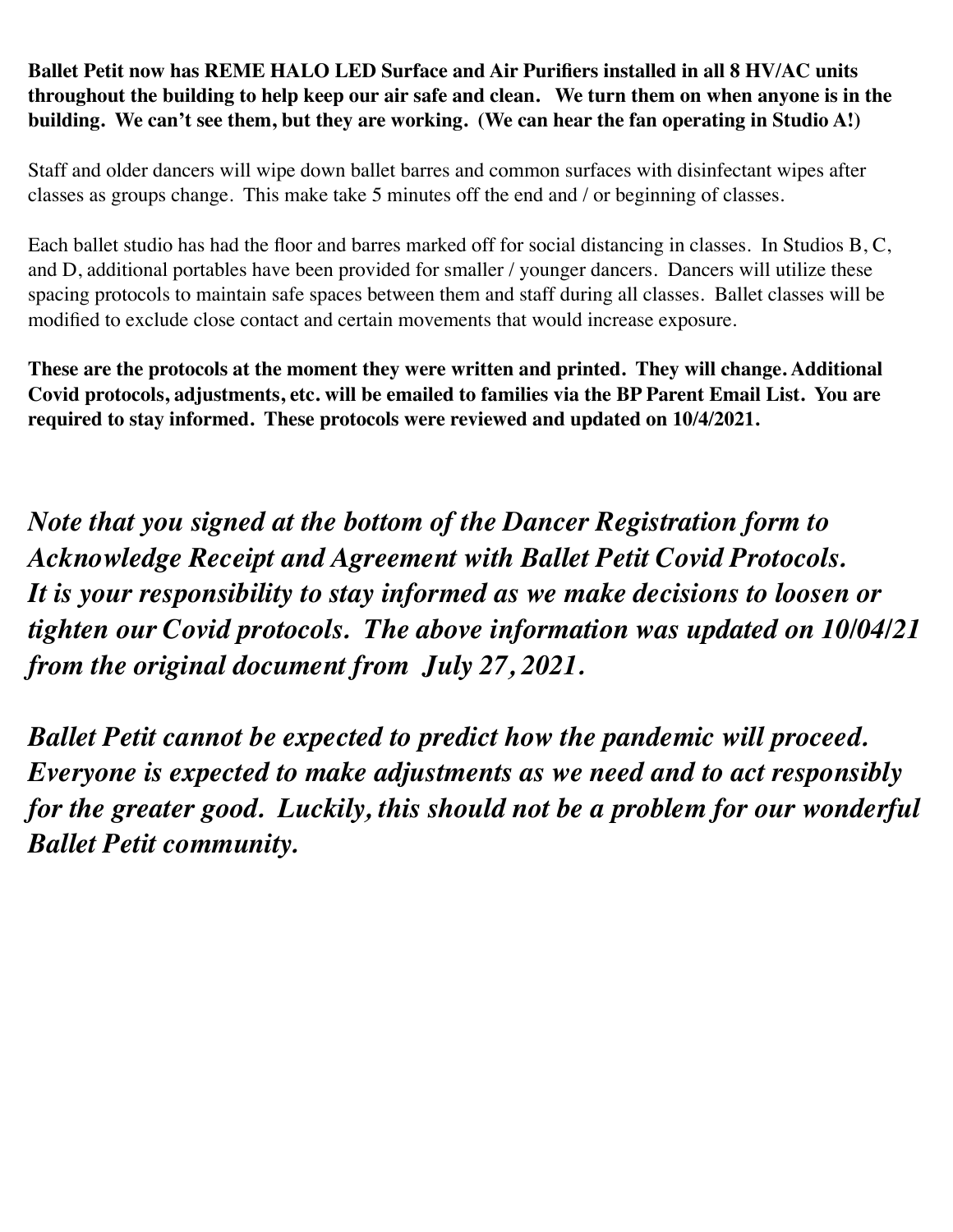**Ballet Petit now has REME HALO LED Surface and Air Purifiers installed in all 8 HV/AC units throughout the building to help keep our air safe and clean. We turn them on when anyone is in the building. We can't see them, but they are working. (We can hear the fan operating in Studio A!)**

Staff and older dancers will wipe down ballet barres and common surfaces with disinfectant wipes after classes as groups change. This make take 5 minutes off the end and / or beginning of classes.

Each ballet studio has had the floor and barres marked off for social distancing in classes. In Studios B, C, and D, additional portables have been provided for smaller / younger dancers. Dancers will utilize these spacing protocols to maintain safe spaces between them and staff during all classes. Ballet classes will be modified to exclude close contact and certain movements that would increase exposure.

**These are the protocols at the moment they were written and printed. They will change. Additional Covid protocols, adjustments, etc. will be emailed to families via the BP Parent Email List. You are required to stay informed. These protocols were reviewed and updated on 10/4/2021.**

***Note that you signed at the bottom of the Dancer Registration form to Acknowledge Receipt and Agreement with Ballet Petit Covid Protocols. It is your responsibility to stay informed as we make decisions to loosen or tighten our Covid protocols. The above information was updated on 10/04/21 from the original document from July 27, 2021.***

***Ballet Petit cannot be expected to predict how the pandemic will proceed. Everyone is expected to make adjustments as we need and to act responsibly for the greater good. Luckily, this should not be a problem for our wonderful Ballet Petit community.***